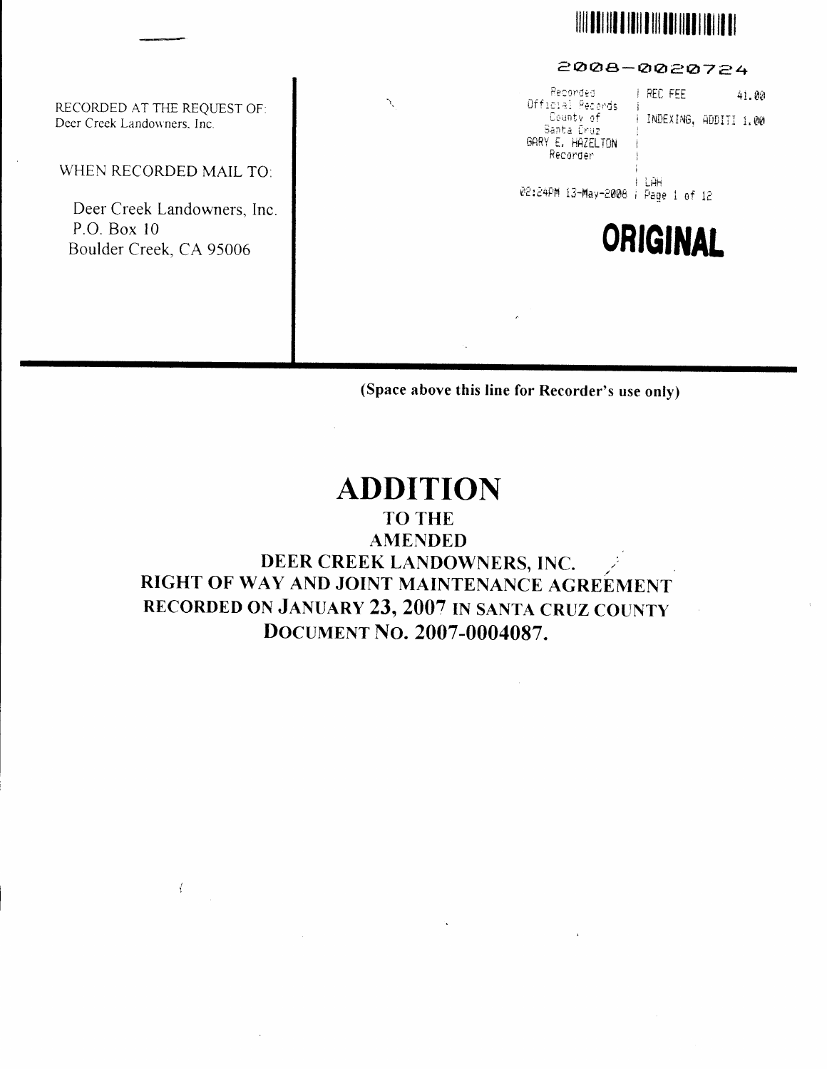RECORDED AT THE REQUEST OF:
Deer Creek Landowners, Inc.

WHEN RECORDED MAIL TO:

Deer Creek Landowners, Inc.
P.O. Box 10
Boulder Creek, CA 95006

2008-0020724

Recorded Official Records County of Santa Cruz GARY E. HAZELTON Recorder | REC FEE 41.00 | INDEXING, ADDITI 1.00 | LAH

02:24PM 13-May-2008 | Page 1 of 12

**ORIGINAL**

(Space above this line for Recorder's use only)

# ADDITION

## TO THE AMENDED DEER CREEK LANDOWNERS, INC. RIGHT OF WAY AND JOINT MAINTENANCE AGREEMENT RECORDED ON JANUARY 23, 2007 IN SANTA CRUZ COUNTY DOCUMENT NO. 2007-0004087.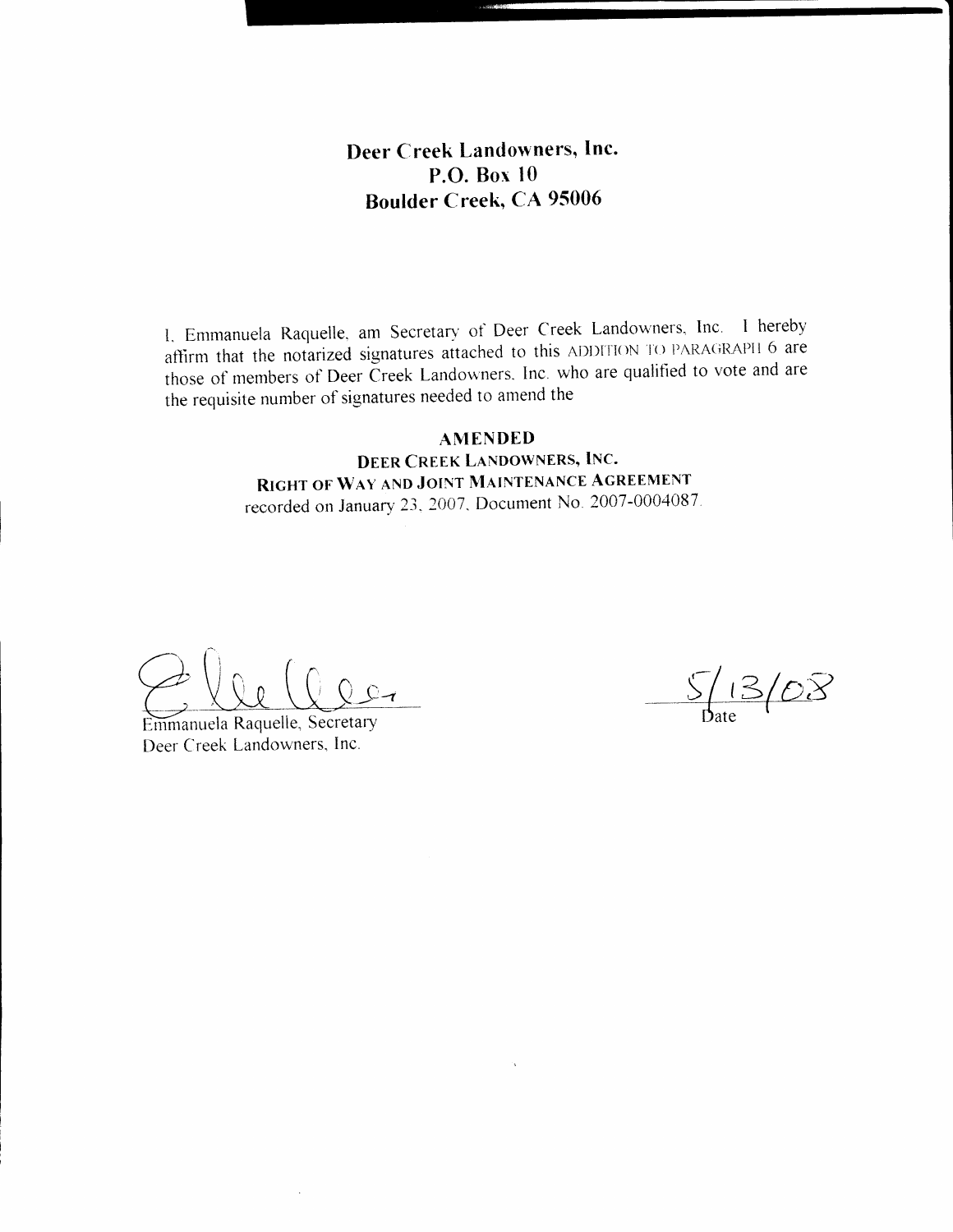**Deer Creek Landowners, Inc.**
**P.O. Box 10**
**Boulder Creek, CA 95006**

I, Emmanuela Raquelle, am Secretary of Deer Creek Landowners, Inc. I hereby affirm that the notarized signatures attached to this ADDITION TO PARAGRAPH 6 are those of members of Deer Creek Landowners, Inc. who are qualified to vote and are the requisite number of signatures needed to amend the

**AMENDED**
**DEER CREEK LANDOWNERS, INC.**
**RIGHT OF WAY AND JOINT MAINTENANCE AGREEMENT**
recorded on January 23, 2007, Document No. 2007-0004087.

Emmanuela Raquelle, Secretary
Deer Creek Landowners, Inc.

5/13/08
Date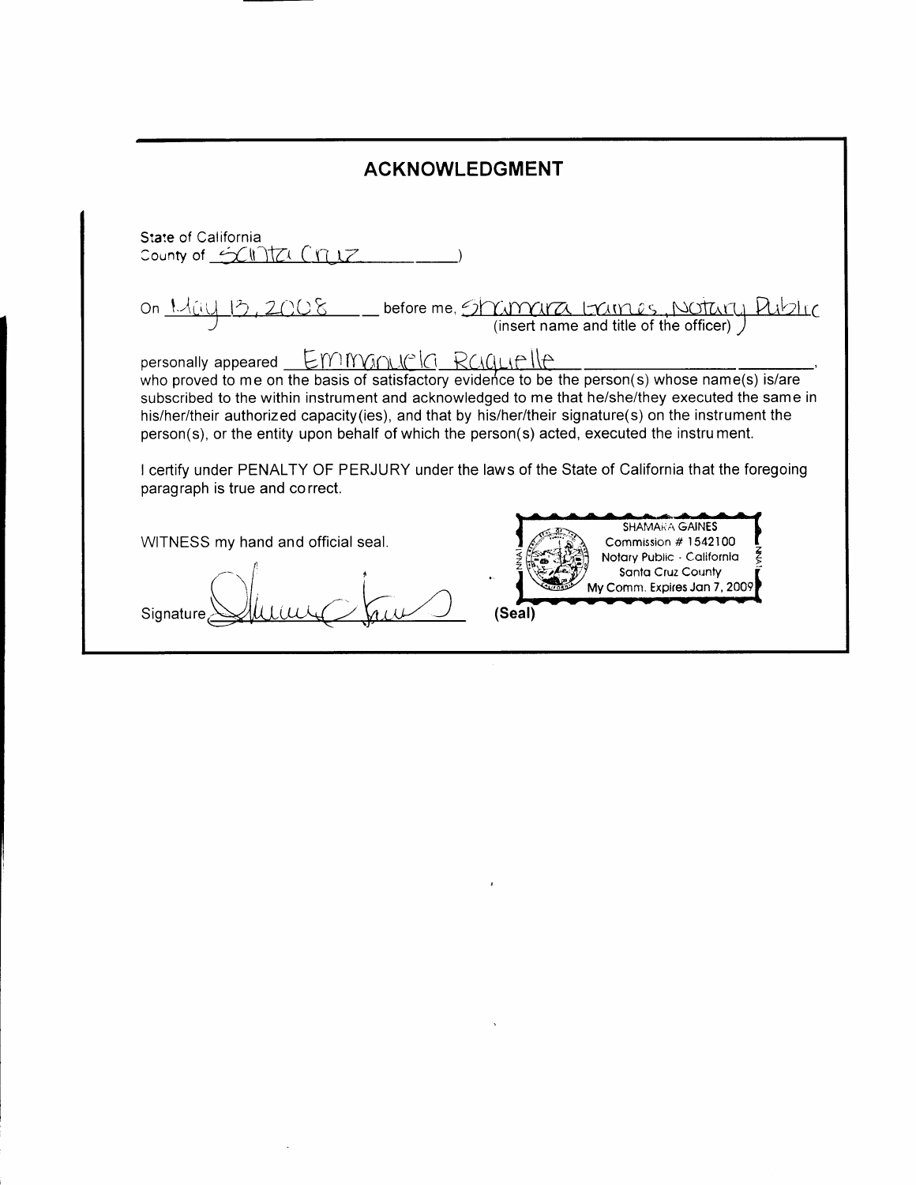# ACKNOWLEDGMENT

State of California
County of Santa Cruz )

On May 13, 2008 before me, Shamara Gaines, Notary Public
(insert name and title of the officer)

personally appeared Emmanuela Raquelle,
who proved to me on the basis of satisfactory evidence to be the person(s) whose name(s) is/are subscribed to the within instrument and acknowledged to me that he/she/they executed the same in his/her/their authorized capacity(ies), and that by his/her/their signature(s) on the instrument the person(s), or the entity upon behalf of which the person(s) acted, executed the instrument.

I certify under PENALTY OF PERJURY under the laws of the State of California that the foregoing paragraph is true and correct.

WITNESS my hand and official seal.

Signature [signature]

SHAMARA GAINES
Commission # 1542100
Notary Public - California
Santa Cruz County
My Comm. Expires Jan 7, 2009

(Seal)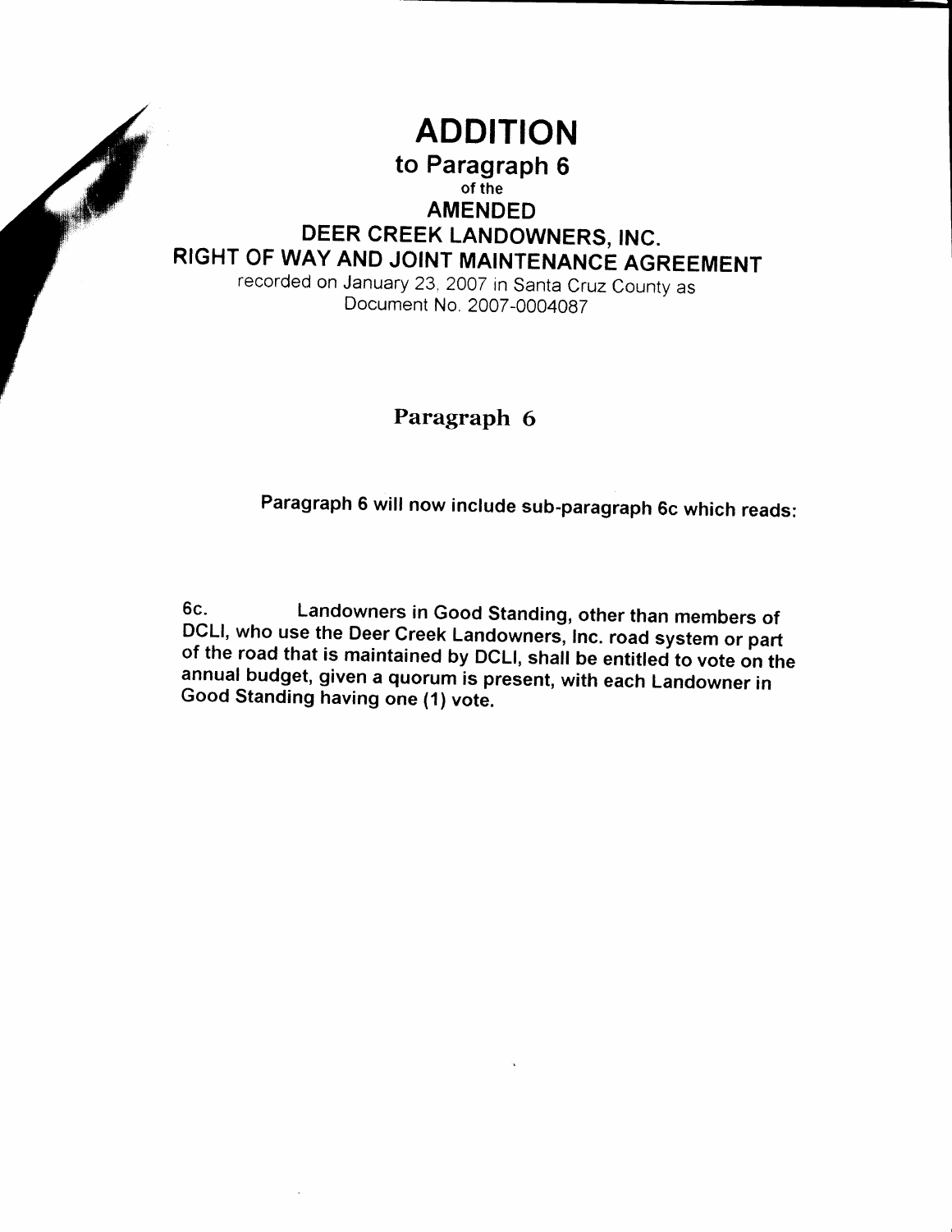# ADDITION

## to Paragraph 6

of the

## AMENDED
## DEER CREEK LANDOWNERS, INC.
## RIGHT OF WAY AND JOINT MAINTENANCE AGREEMENT

recorded on January 23, 2007 in Santa Cruz County as Document No. 2007-0004087

## Paragraph 6

**Paragraph 6 will now include sub-paragraph 6c which reads:**

**6c. Landowners in Good Standing, other than members of DCLI, who use the Deer Creek Landowners, Inc. road system or part of the road that is maintained by DCLI, shall be entitled to vote on the annual budget, given a quorum is present, with each Landowner in Good Standing having one (1) vote.**